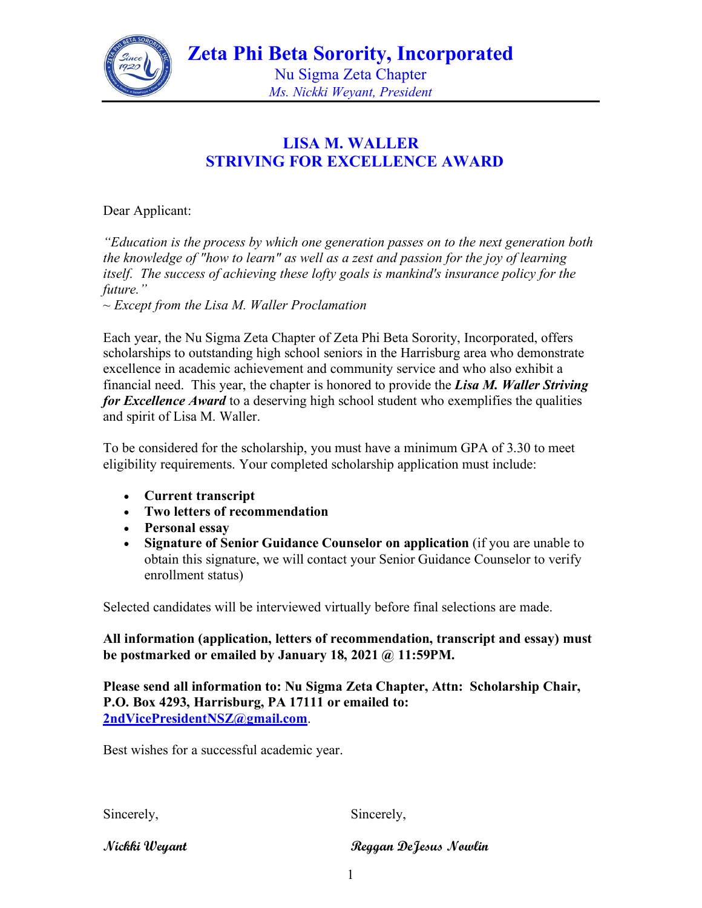# Zeta Phi Beta Sorority, Incorporated

Nu Sigma Zeta Chapter

*Ms. Nickki Weyant, President*

## LISA M. WALLER
## STRIVING FOR EXCELLENCE AWARD

Dear Applicant:

*"Education is the process by which one generation passes on to the next generation both the knowledge of "how to learn" as well as a zest and passion for the joy of learning itself. The success of achieving these lofty goals is mankind's insurance policy for the future."*

*~ Except from the Lisa M. Waller Proclamation*

Each year, the Nu Sigma Zeta Chapter of Zeta Phi Beta Sorority, Incorporated, offers scholarships to outstanding high school seniors in the Harrisburg area who demonstrate excellence in academic achievement and community service and who also exhibit a financial need. This year, the chapter is honored to provide the ***Lisa M. Waller Striving for Excellence Award*** to a deserving high school student who exemplifies the qualities and spirit of Lisa M. Waller.

To be considered for the scholarship, you must have a minimum GPA of 3.30 to meet eligibility requirements. Your completed scholarship application must include:

- **Current transcript**
- **Two letters of recommendation**
- **Personal essay**
- **Signature of Senior Guidance Counselor on application** (if you are unable to obtain this signature, we will contact your Senior Guidance Counselor to verify enrollment status)

Selected candidates will be interviewed virtually before final selections are made.

**All information (application, letters of recommendation, transcript and essay) must be postmarked or emailed by January 18, 2021 @ 11:59PM.**

**Please send all information to: Nu Sigma Zeta Chapter, Attn: Scholarship Chair, P.O. Box 4293, Harrisburg, PA 17111 or emailed to: 2ndVicePresidentNSZ@gmail.com**.

Best wishes for a successful academic year.

Sincerely,

***Nickki Weyant***

Sincerely,

***Reggan DeJesus Nowlin***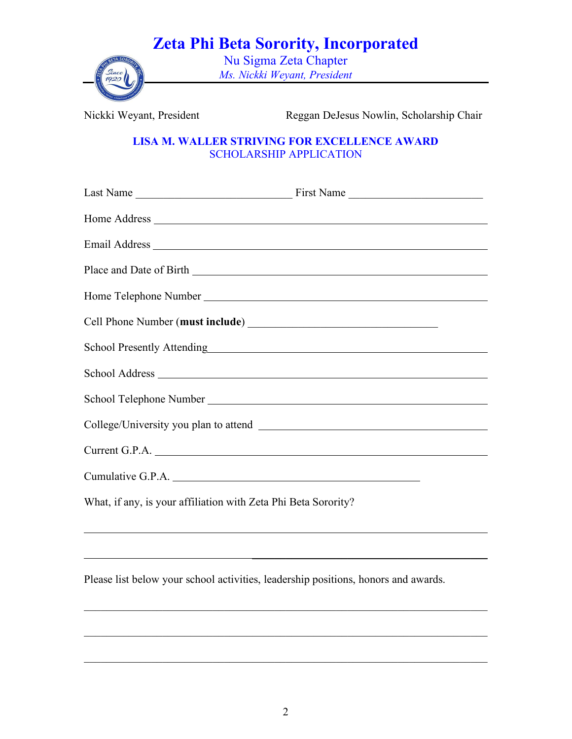# Zeta Phi Beta Sorority, Incorporated

Nu Sigma Zeta Chapter

*Ms. Nickki Weyant, President*

Nickki Weyant, President　　　　　　Reggan DeJesus Nowlin, Scholarship Chair

## LISA M. WALLER STRIVING FOR EXCELLENCE AWARD

SCHOLARSHIP APPLICATION

Last Name ____________________________ First Name ________________________

Home Address ____________________________________________________________

Email Address ____________________________________________________________

Place and Date of Birth ____________________________________________________

Home Telephone Number __________________________________________________

Cell Phone Number (**must include**) __________________________________

School Presently Attending ________________________________________________

School Address ___________________________________________________________

School Telephone Number __________________________________________________

College/University you plan to attend ______________________________________

Current G.P.A. ___________________________________________________________

Cumulative G.P.A. _____________________________________________

What, if any, is your affiliation with Zeta Phi Beta Sorority?

__________________________________________________________________________

__________________________________________________________________________

Please list below your school activities, leadership positions, honors and awards.

__________________________________________________________________________

__________________________________________________________________________

__________________________________________________________________________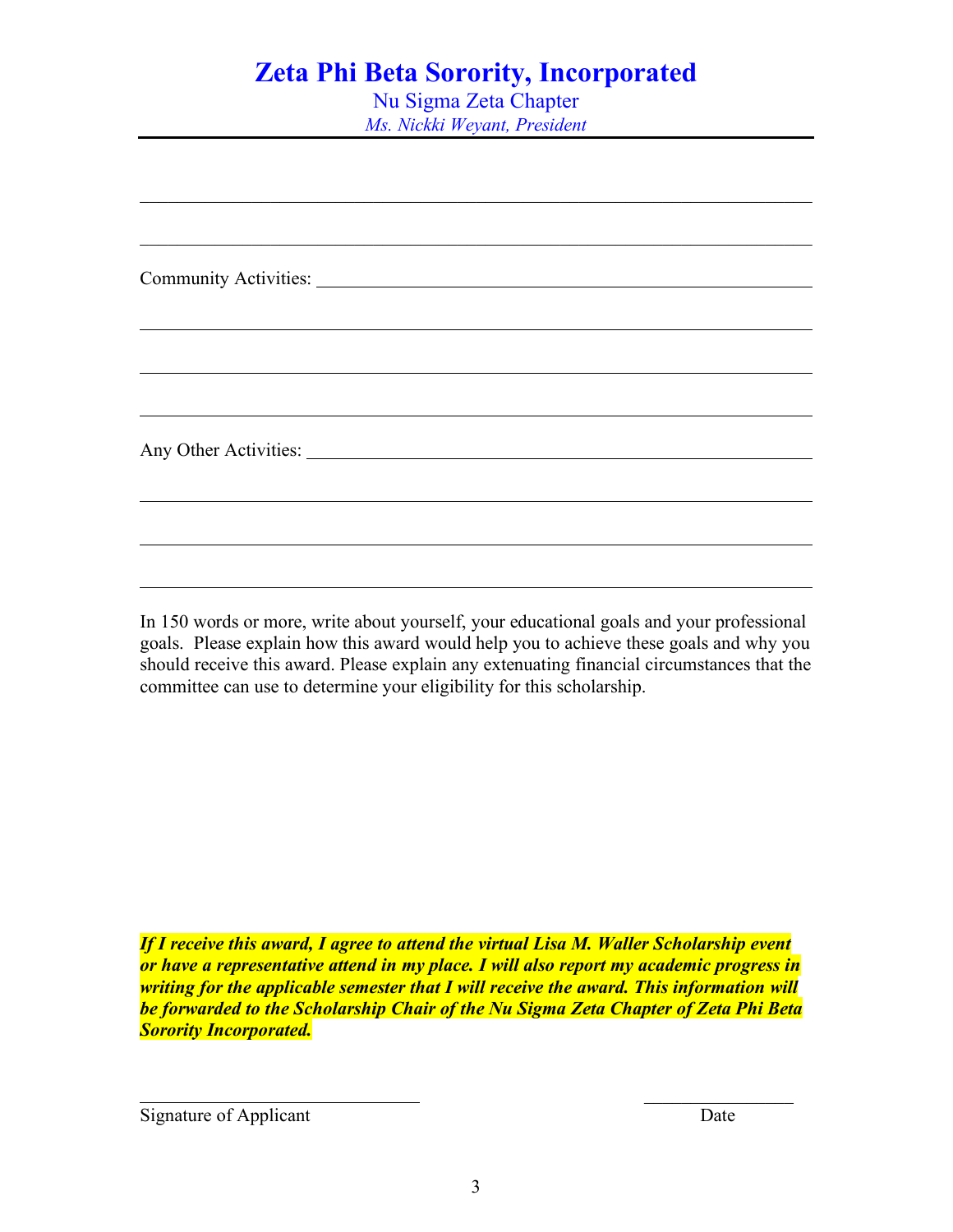# Zeta Phi Beta Sorority, Incorporated

Nu Sigma Zeta Chapter

*Ms. Nickki Weyant, President*

---

\_\_\_\_\_\_\_\_\_\_\_\_\_\_\_\_\_\_\_\_\_\_\_\_\_\_\_\_\_\_\_\_\_\_\_\_\_\_\_\_\_\_\_\_\_\_\_\_\_\_\_\_\_\_\_\_\_\_\_\_\_\_\_\_\_\_

\_\_\_\_\_\_\_\_\_\_\_\_\_\_\_\_\_\_\_\_\_\_\_\_\_\_\_\_\_\_\_\_\_\_\_\_\_\_\_\_\_\_\_\_\_\_\_\_\_\_\_\_\_\_\_\_\_\_\_\_\_\_\_\_\_\_

Community Activities: \_\_\_\_\_\_\_\_\_\_\_\_\_\_\_\_\_\_\_\_\_\_\_\_\_\_\_\_\_\_\_\_\_\_\_\_\_\_\_\_\_\_\_\_\_\_\_\_

\_\_\_\_\_\_\_\_\_\_\_\_\_\_\_\_\_\_\_\_\_\_\_\_\_\_\_\_\_\_\_\_\_\_\_\_\_\_\_\_\_\_\_\_\_\_\_\_\_\_\_\_\_\_\_\_\_\_\_\_\_\_\_\_\_\_

\_\_\_\_\_\_\_\_\_\_\_\_\_\_\_\_\_\_\_\_\_\_\_\_\_\_\_\_\_\_\_\_\_\_\_\_\_\_\_\_\_\_\_\_\_\_\_\_\_\_\_\_\_\_\_\_\_\_\_\_\_\_\_\_\_\_

\_\_\_\_\_\_\_\_\_\_\_\_\_\_\_\_\_\_\_\_\_\_\_\_\_\_\_\_\_\_\_\_\_\_\_\_\_\_\_\_\_\_\_\_\_\_\_\_\_\_\_\_\_\_\_\_\_\_\_\_\_\_\_\_\_\_

Any Other Activities: \_\_\_\_\_\_\_\_\_\_\_\_\_\_\_\_\_\_\_\_\_\_\_\_\_\_\_\_\_\_\_\_\_\_\_\_\_\_\_\_\_\_\_\_\_\_\_\_\_

\_\_\_\_\_\_\_\_\_\_\_\_\_\_\_\_\_\_\_\_\_\_\_\_\_\_\_\_\_\_\_\_\_\_\_\_\_\_\_\_\_\_\_\_\_\_\_\_\_\_\_\_\_\_\_\_\_\_\_\_\_\_\_\_\_\_

\_\_\_\_\_\_\_\_\_\_\_\_\_\_\_\_\_\_\_\_\_\_\_\_\_\_\_\_\_\_\_\_\_\_\_\_\_\_\_\_\_\_\_\_\_\_\_\_\_\_\_\_\_\_\_\_\_\_\_\_\_\_\_\_\_\_

\_\_\_\_\_\_\_\_\_\_\_\_\_\_\_\_\_\_\_\_\_\_\_\_\_\_\_\_\_\_\_\_\_\_\_\_\_\_\_\_\_\_\_\_\_\_\_\_\_\_\_\_\_\_\_\_\_\_\_\_\_\_\_\_\_\_

In 150 words or more, write about yourself, your educational goals and your professional goals. Please explain how this award would help you to achieve these goals and why you should receive this award. Please explain any extenuating financial circumstances that the committee can use to determine your eligibility for this scholarship.

***If I receive this award, I agree to attend the virtual Lisa M. Waller Scholarship event or have a representative attend in my place. I will also report my academic progress in writing for the applicable semester that I will receive the award. This information will be forwarded to the Scholarship Chair of the Nu Sigma Zeta Chapter of Zeta Phi Beta Sorority Incorporated.***

\_\_\_\_\_\_\_\_\_\_\_\_\_\_\_\_\_\_\_\_\_\_\_\_\_\_\_\_ \_\_\_\_\_\_\_\_\_\_\_\_\_\_\_

Signature of Applicant Date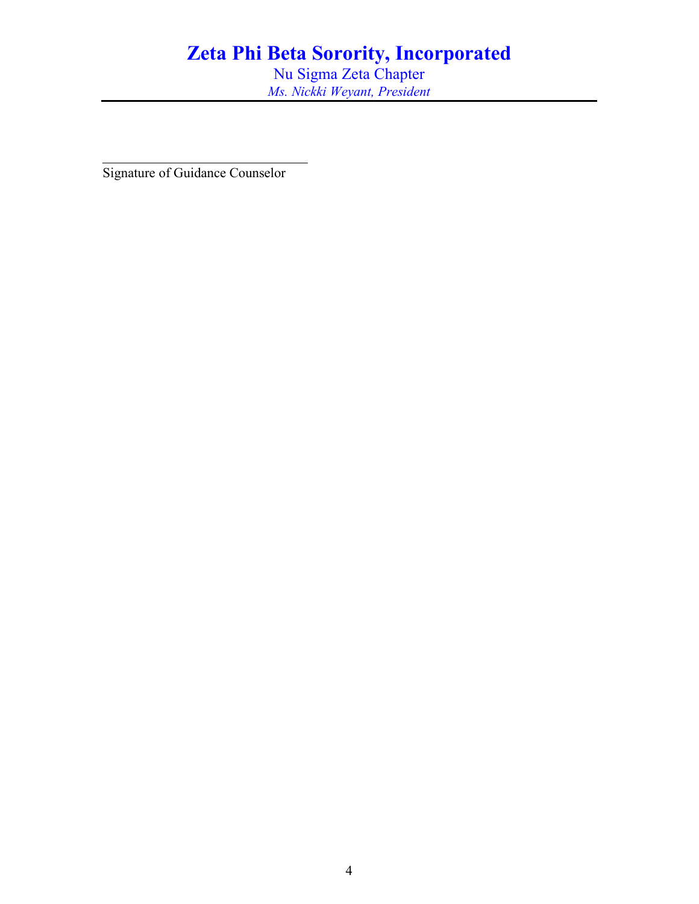# Zeta Phi Beta Sorority, Incorporated

Nu Sigma Zeta Chapter

*Ms. Nickki Weyant, President*

---

\_\_\_\_\_\_\_\_\_\_\_\_\_\_\_\_\_\_\_\_\_\_\_\_\_\_\_\_\_\_\_\_

Signature of Guidance Counselor